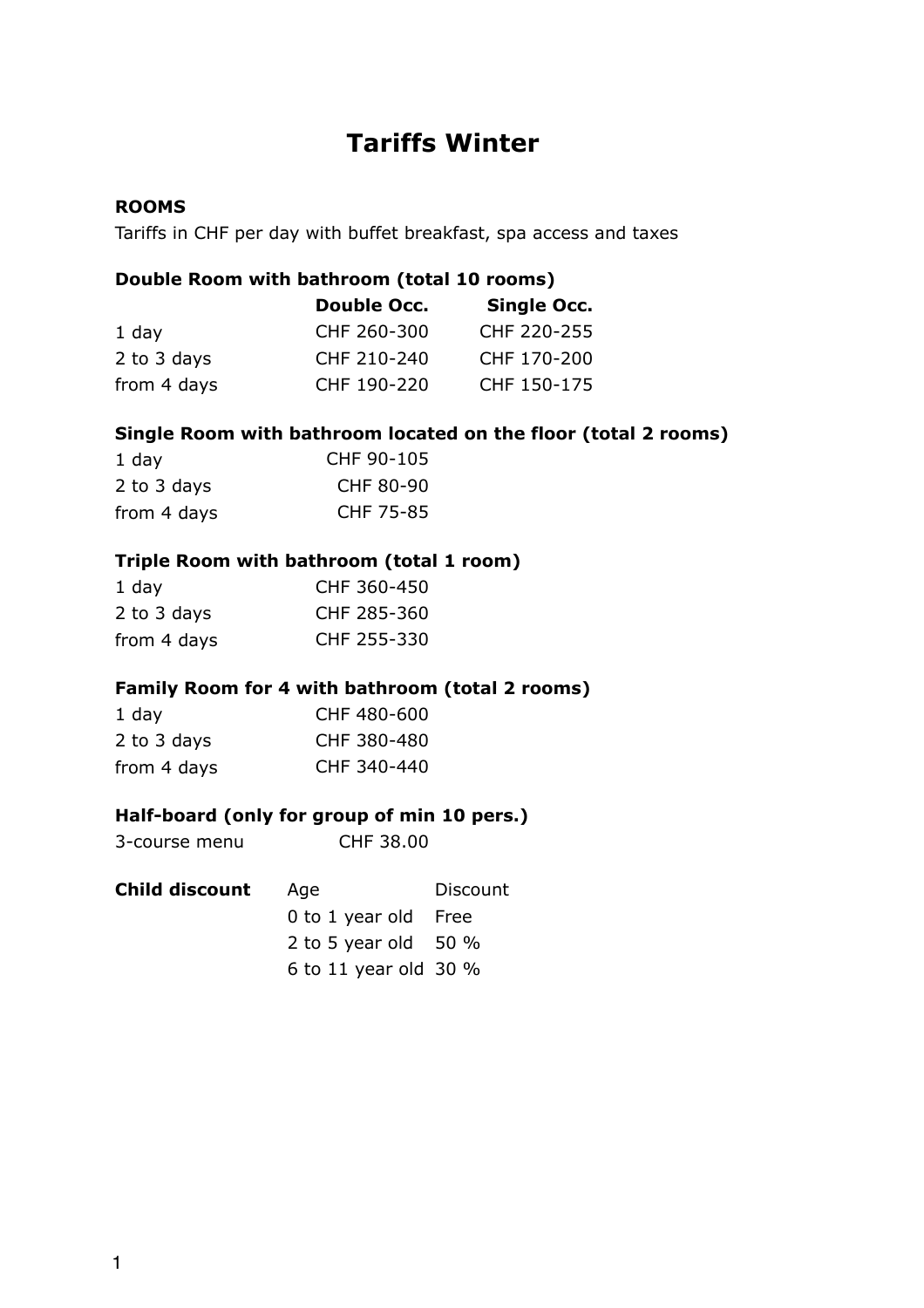# Tariffs Winter

**ROOMS**

Tariffs in CHF per day with buffet breakfast, spa access and taxes

### Double Room with bathroom (total 10 rooms)

| | Double Occ. | Single Occ. |
|---|---|---|
| 1 day | CHF 260-300 | CHF 220-255 |
| 2 to 3 days | CHF 210-240 | CHF 170-200 |
| from 4 days | CHF 190-220 | CHF 150-175 |

### Single Room with bathroom located on the floor (total 2 rooms)

| | |
|---|---|
| 1 day | CHF 90-105 |
| 2 to 3 days | CHF 80-90 |
| from 4 days | CHF 75-85 |

### Triple Room with bathroom (total 1 room)

| | |
|---|---|
| 1 day | CHF 360-450 |
| 2 to 3 days | CHF 285-360 |
| from 4 days | CHF 255-330 |

### Family Room for 4 with bathroom (total 2 rooms)

| | |
|---|---|
| 1 day | CHF 480-600 |
| 2 to 3 days | CHF 380-480 |
| from 4 days | CHF 340-440 |

### Half-board (only for group of min 10 pers.)

| | |
|---|---|
| 3-course menu | CHF 38.00 |

| **Child discount** | Age | Discount |
|---|---|---|
| | 0 to 1 year old | Free |
| | 2 to 5 year old | 50 % |
| | 6 to 11 year old | 30 % |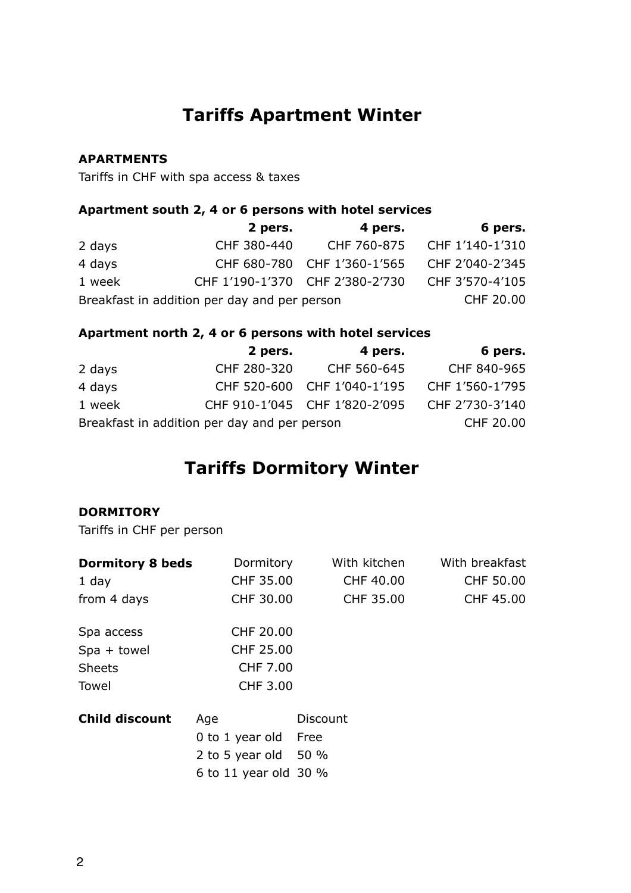# Tariffs Apartment Winter

**APARTMENTS**

Tariffs in CHF with spa access & taxes

**Apartment south 2, 4 or 6 persons with hotel services**

| | **2 pers.** | **4 pers.** | **6 pers.** |
|---|---|---|---|
| 2 days | CHF 380-440 | CHF 760-875 | CHF 1’140-1’310 |
| 4 days | CHF 680-780 | CHF 1’360-1’565 | CHF 2’040-2’345 |
| 1 week | CHF 1’190-1’370 | CHF 2’380-2’730 | CHF 3’570-4’105 |
| Breakfast in addition per day and per person | | | CHF 20.00 |

**Apartment north 2, 4 or 6 persons with hotel services**

| | **2 pers.** | **4 pers.** | **6 pers.** |
|---|---|---|---|
| 2 days | CHF 280-320 | CHF 560-645 | CHF 840-965 |
| 4 days | CHF 520-600 | CHF 1’040-1’195 | CHF 1’560-1’795 |
| 1 week | CHF 910-1’045 | CHF 1’820-2’095 | CHF 2’730-3’140 |
| Breakfast in addition per day and per person | | | CHF 20.00 |

# Tariffs Dormitory Winter

**DORMITORY**

Tariffs in CHF per person

| **Dormitory 8 beds** | Dormitory | With kitchen | With breakfast |
|---|---|---|---|
| 1 day | CHF 35.00 | CHF 40.00 | CHF 50.00 |
| from 4 days | CHF 30.00 | CHF 35.00 | CHF 45.00 |

| | |
|---|---|
| Spa access | CHF 20.00 |
| Spa + towel | CHF 25.00 |
| Sheets | CHF 7.00 |
| Towel | CHF 3.00 |

| **Child discount** | Age | Discount |
|---|---|---|
| | 0 to 1 year old | Free |
| | 2 to 5 year old | 50 % |
| | 6 to 11 year old | 30 % |